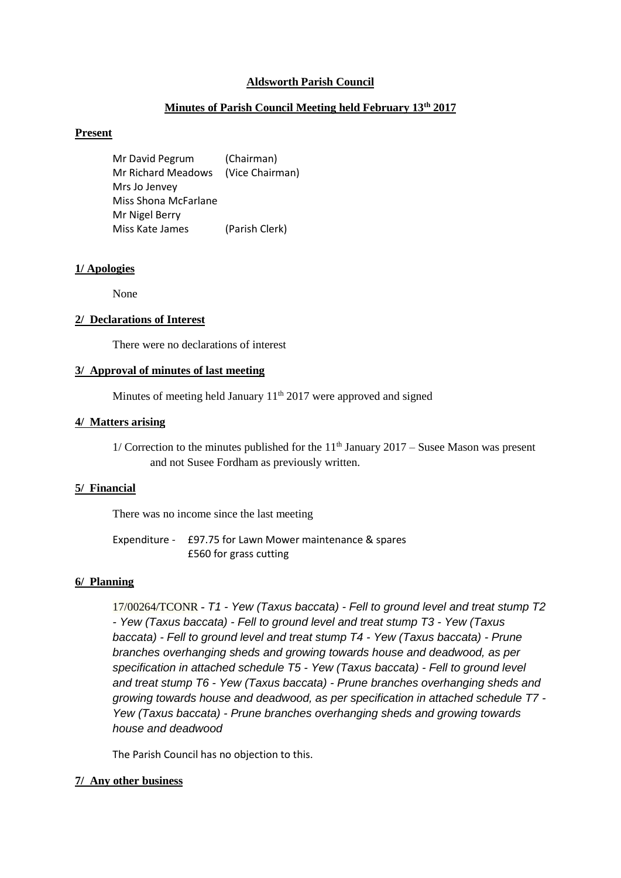# Aldsworth Parish Council

## Minutes of Parish Council Meeting held February 13th 2017

### Present

| | |
|---|---|
| Mr David Pegrum | (Chairman) |
| Mr Richard Meadows | (Vice Chairman) |
| Mrs Jo Jenvey | |
| Miss Shona McFarlane | |
| Mr Nigel Berry | |
| Miss Kate James | (Parish Clerk) |

### 1/ Apologies

None

### 2/ Declarations of Interest

There were no declarations of interest

### 3/ Approval of minutes of last meeting

Minutes of meeting held January 11th 2017 were approved and signed

### 4/ Matters arising

1/ Correction to the minutes published for the 11th January 2017 – Susee Mason was present and not Susee Fordham as previously written.

### 5/ Financial

There was no income since the last meeting

Expenditure - £97.75 for Lawn Mower maintenance & spares
£560 for grass cutting

### 6/ Planning

17/00264/TCONR - *T1 - Yew (Taxus baccata) - Fell to ground level and treat stump T2 - Yew (Taxus baccata) - Fell to ground level and treat stump T3 - Yew (Taxus baccata) - Fell to ground level and treat stump T4 - Yew (Taxus baccata) - Prune branches overhanging sheds and growing towards house and deadwood, as per specification in attached schedule T5 - Yew (Taxus baccata) - Fell to ground level and treat stump T6 - Yew (Taxus baccata) - Prune branches overhanging sheds and growing towards house and deadwood, as per specification in attached schedule T7 - Yew (Taxus baccata) - Prune branches overhanging sheds and growing towards house and deadwood*

The Parish Council has no objection to this.

### 7/ Any other business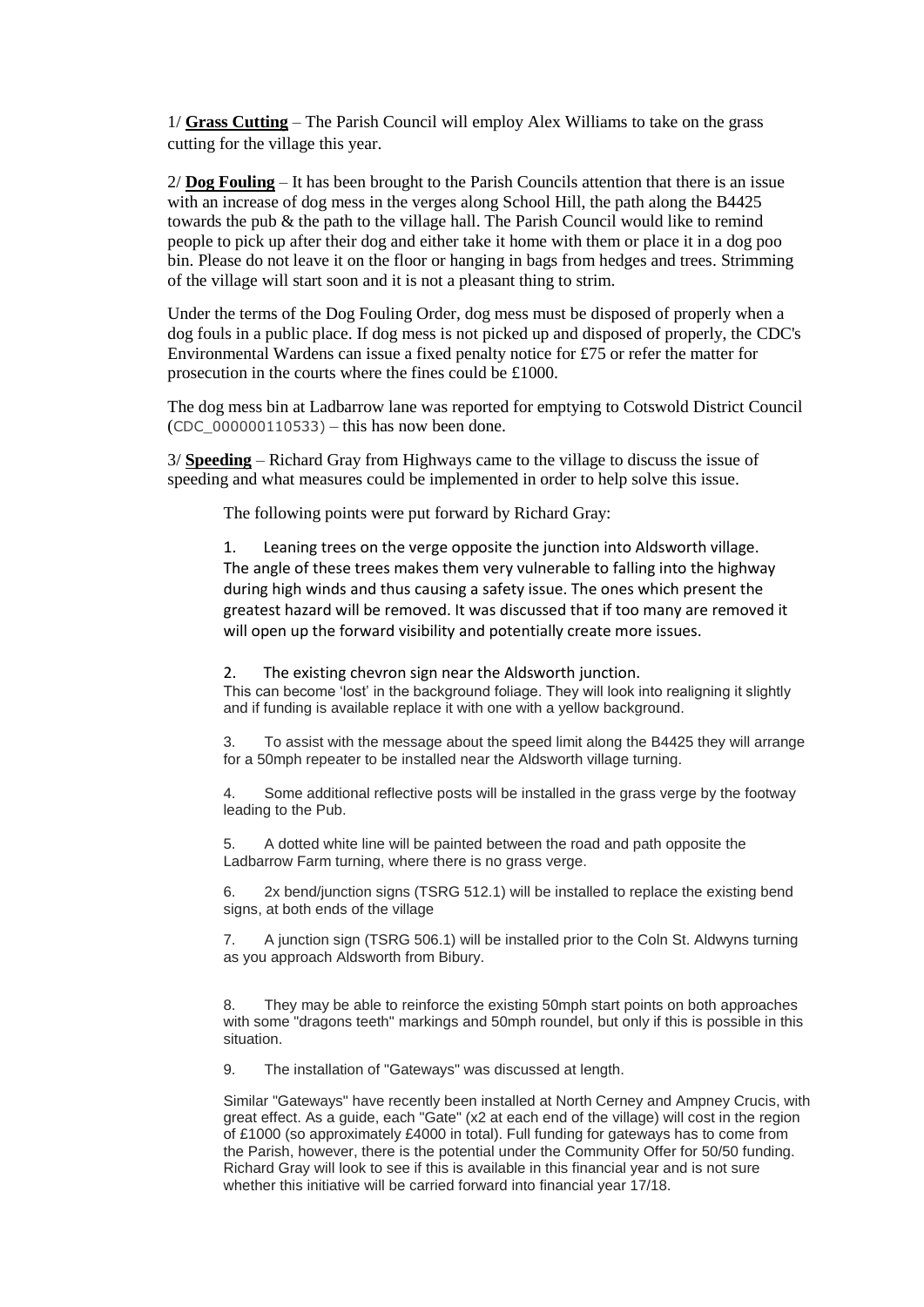1/ **Grass Cutting** – The Parish Council will employ Alex Williams to take on the grass cutting for the village this year.

2/ **Dog Fouling** – It has been brought to the Parish Councils attention that there is an issue with an increase of dog mess in the verges along School Hill, the path along the B4425 towards the pub & the path to the village hall. The Parish Council would like to remind people to pick up after their dog and either take it home with them or place it in a dog poo bin. Please do not leave it on the floor or hanging in bags from hedges and trees. Strimming of the village will start soon and it is not a pleasant thing to strim.

Under the terms of the Dog Fouling Order, dog mess must be disposed of properly when a dog fouls in a public place. If dog mess is not picked up and disposed of properly, the CDC's Environmental Wardens can issue a fixed penalty notice for £75 or refer the matter for prosecution in the courts where the fines could be £1000.

The dog mess bin at Ladbarrow lane was reported for emptying to Cotswold District Council (CDC_000000110533) – this has now been done.

3/ **Speeding** – Richard Gray from Highways came to the village to discuss the issue of speeding and what measures could be implemented in order to help solve this issue.

The following points were put forward by Richard Gray:

1. Leaning trees on the verge opposite the junction into Aldsworth village. The angle of these trees makes them very vulnerable to falling into the highway during high winds and thus causing a safety issue. The ones which present the greatest hazard will be removed. It was discussed that if too many are removed it will open up the forward visibility and potentially create more issues.

2. The existing chevron sign near the Aldsworth junction.
This can become 'lost' in the background foliage. They will look into realigning it slightly and if funding is available replace it with one with a yellow background.

3. To assist with the message about the speed limit along the B4425 they will arrange for a 50mph repeater to be installed near the Aldsworth village turning.

4. Some additional reflective posts will be installed in the grass verge by the footway leading to the Pub.

5. A dotted white line will be painted between the road and path opposite the Ladbarrow Farm turning, where there is no grass verge.

6. 2x bend/junction signs (TSRG 512.1) will be installed to replace the existing bend signs, at both ends of the village

7. A junction sign (TSRG 506.1) will be installed prior to the Coln St. Aldwyns turning as you approach Aldsworth from Bibury.

8. They may be able to reinforce the existing 50mph start points on both approaches with some "dragons teeth" markings and 50mph roundel, but only if this is possible in this situation.

9. The installation of "Gateways" was discussed at length.

Similar "Gateways" have recently been installed at North Cerney and Ampney Crucis, with great effect. As a guide, each "Gate" (x2 at each end of the village) will cost in the region of £1000 (so approximately £4000 in total). Full funding for gateways has to come from the Parish, however, there is the potential under the Community Offer for 50/50 funding. Richard Gray will look to see if this is available in this financial year and is not sure whether this initiative will be carried forward into financial year 17/18.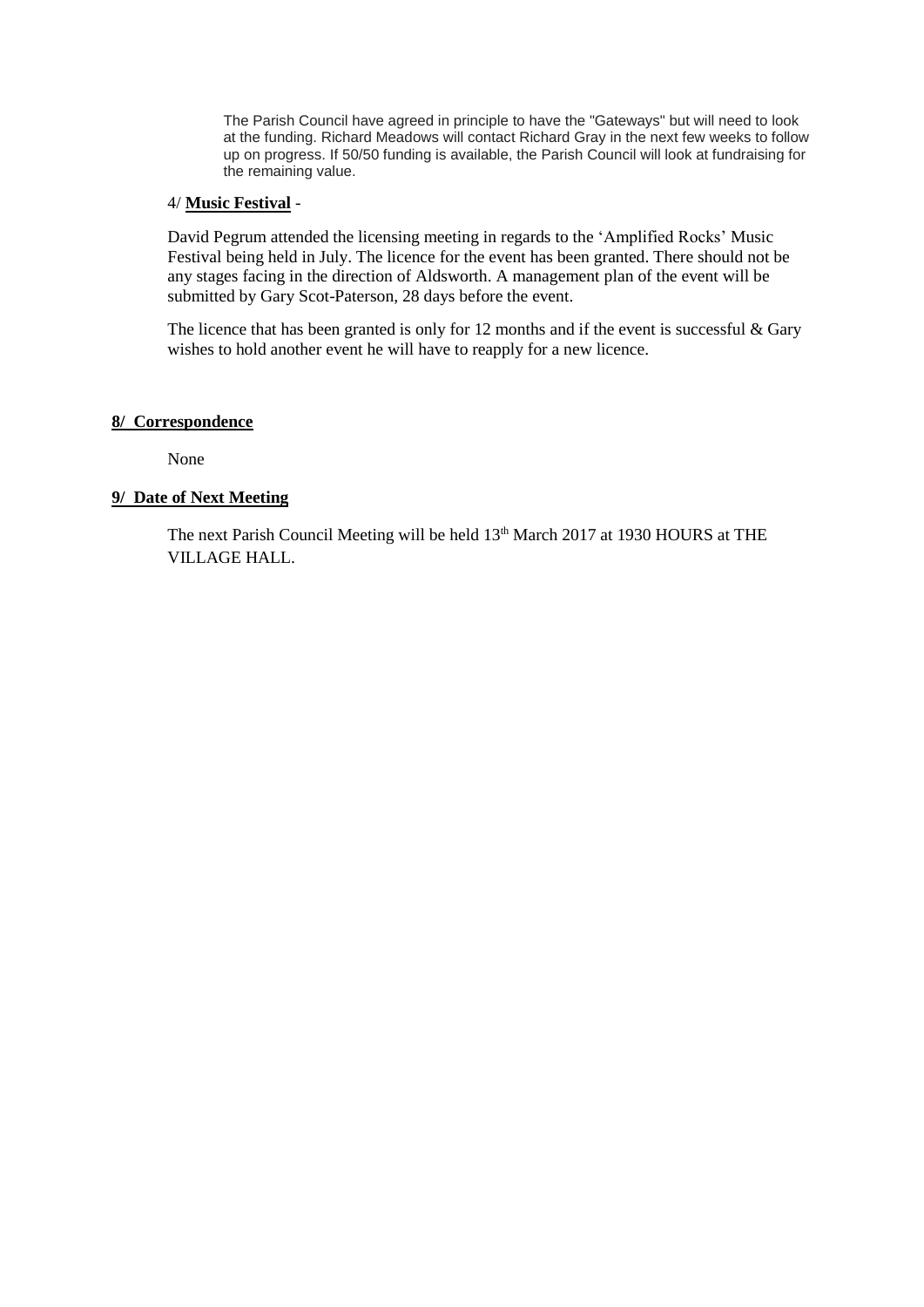The Parish Council have agreed in principle to have the "Gateways" but will need to look at the funding. Richard Meadows will contact Richard Gray in the next few weeks to follow up on progress. If 50/50 funding is available, the Parish Council will look at fundraising for the remaining value.

4/ **Music Festival** -

David Pegrum attended the licensing meeting in regards to the 'Amplified Rocks' Music Festival being held in July. The licence for the event has been granted. There should not be any stages facing in the direction of Aldsworth. A management plan of the event will be submitted by Gary Scot-Paterson, 28 days before the event.

The licence that has been granted is only for 12 months and if the event is successful & Gary wishes to hold another event he will have to reapply for a new licence.

## 8/ Correspondence

None

## 9/ Date of Next Meeting

The next Parish Council Meeting will be held 13th March 2017 at 1930 HOURS at THE VILLAGE HALL.